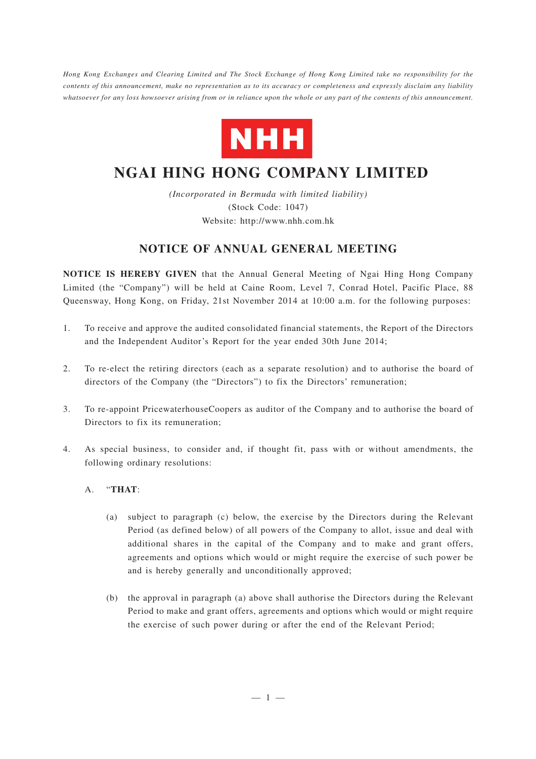*Hong Kong Exchanges and Clearing Limited and The Stock Exchange of Hong Kong Limited take no responsibility for the contents of this announcement, make no representation as to its accuracy or completeness and expressly disclaim any liability whatsoever for any loss howsoever arising from or in reliance upon the whole or any part of the contents of this announcement.*

NHH

# NGAI HING HONG COMPANY LIMITED

*(Incorporated in Bermuda with limited liability)*
(Stock Code: 1047)
Website: http://www.nhh.com.hk

## NOTICE OF ANNUAL GENERAL MEETING

**NOTICE IS HEREBY GIVEN** that the Annual General Meeting of Ngai Hing Hong Company Limited (the "Company") will be held at Caine Room, Level 7, Conrad Hotel, Pacific Place, 88 Queensway, Hong Kong, on Friday, 21st November 2014 at 10:00 a.m. for the following purposes:

1. To receive and approve the audited consolidated financial statements, the Report of the Directors and the Independent Auditor's Report for the year ended 30th June 2014;

2. To re-elect the retiring directors (each as a separate resolution) and to authorise the board of directors of the Company (the "Directors") to fix the Directors' remuneration;

3. To re-appoint PricewaterhouseCoopers as auditor of the Company and to authorise the board of Directors to fix its remuneration;

4. As special business, to consider and, if thought fit, pass with or without amendments, the following ordinary resolutions:

   A. "**THAT**:

      (a) subject to paragraph (c) below, the exercise by the Directors during the Relevant Period (as defined below) of all powers of the Company to allot, issue and deal with additional shares in the capital of the Company and to make and grant offers, agreements and options which would or might require the exercise of such power be and is hereby generally and unconditionally approved;

      (b) the approval in paragraph (a) above shall authorise the Directors during the Relevant Period to make and grant offers, agreements and options which would or might require the exercise of such power during or after the end of the Relevant Period;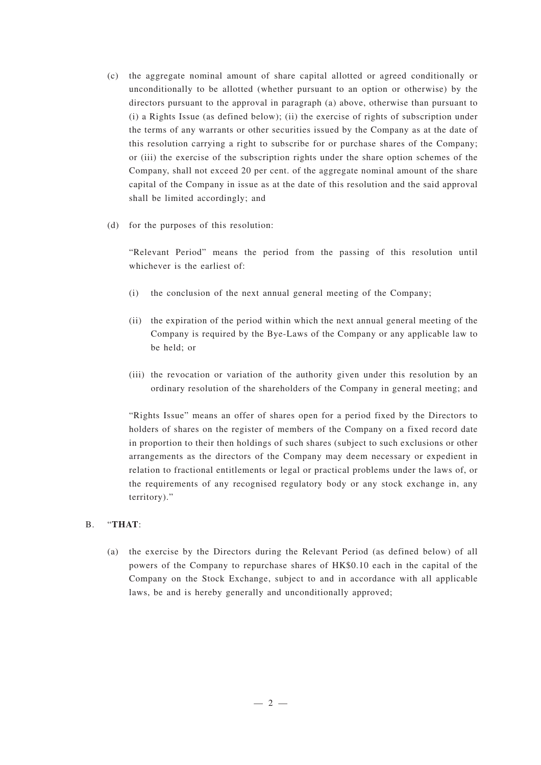(c) the aggregate nominal amount of share capital allotted or agreed conditionally or unconditionally to be allotted (whether pursuant to an option or otherwise) by the directors pursuant to the approval in paragraph (a) above, otherwise than pursuant to (i) a Rights Issue (as defined below); (ii) the exercise of rights of subscription under the terms of any warrants or other securities issued by the Company as at the date of this resolution carrying a right to subscribe for or purchase shares of the Company; or (iii) the exercise of the subscription rights under the share option schemes of the Company, shall not exceed 20 per cent. of the aggregate nominal amount of the share capital of the Company in issue as at the date of this resolution and the said approval shall be limited accordingly; and

(d) for the purposes of this resolution:

"Relevant Period" means the period from the passing of this resolution until whichever is the earliest of:

(i) the conclusion of the next annual general meeting of the Company;

(ii) the expiration of the period within which the next annual general meeting of the Company is required by the Bye-Laws of the Company or any applicable law to be held; or

(iii) the revocation or variation of the authority given under this resolution by an ordinary resolution of the shareholders of the Company in general meeting; and

"Rights Issue" means an offer of shares open for a period fixed by the Directors to holders of shares on the register of members of the Company on a fixed record date in proportion to their then holdings of such shares (subject to such exclusions or other arrangements as the directors of the Company may deem necessary or expedient in relation to fractional entitlements or legal or practical problems under the laws of, or the requirements of any recognised regulatory body or any stock exchange in, any territory)."

B. "**THAT**:

(a) the exercise by the Directors during the Relevant Period (as defined below) of all powers of the Company to repurchase shares of HK$0.10 each in the capital of the Company on the Stock Exchange, subject to and in accordance with all applicable laws, be and is hereby generally and unconditionally approved;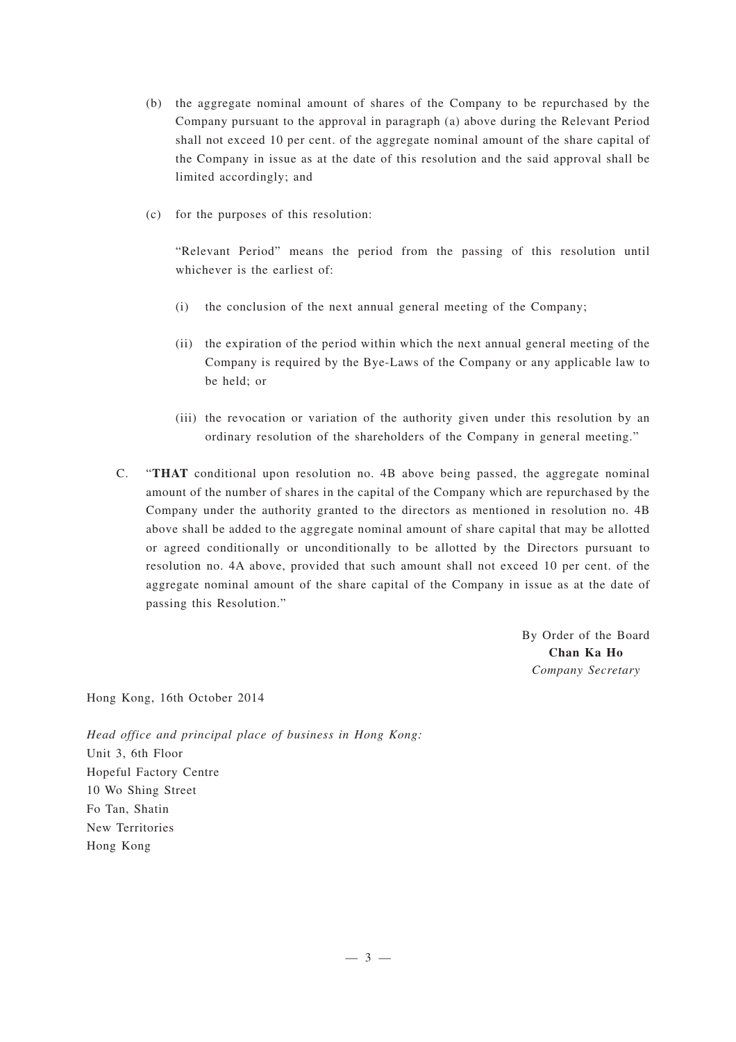(b) the aggregate nominal amount of shares of the Company to be repurchased by the Company pursuant to the approval in paragraph (a) above during the Relevant Period shall not exceed 10 per cent. of the aggregate nominal amount of the share capital of the Company in issue as at the date of this resolution and the said approval shall be limited accordingly; and

(c) for the purposes of this resolution:

"Relevant Period" means the period from the passing of this resolution until whichever is the earliest of:

(i) the conclusion of the next annual general meeting of the Company;

(ii) the expiration of the period within which the next annual general meeting of the Company is required by the Bye-Laws of the Company or any applicable law to be held; or

(iii) the revocation or variation of the authority given under this resolution by an ordinary resolution of the shareholders of the Company in general meeting."

C. "**THAT** conditional upon resolution no. 4B above being passed, the aggregate nominal amount of the number of shares in the capital of the Company which are repurchased by the Company under the authority granted to the directors as mentioned in resolution no. 4B above shall be added to the aggregate nominal amount of share capital that may be allotted or agreed conditionally or unconditionally to be allotted by the Directors pursuant to resolution no. 4A above, provided that such amount shall not exceed 10 per cent. of the aggregate nominal amount of the share capital of the Company in issue as at the date of passing this Resolution."

By Order of the Board
**Chan Ka Ho**
*Company Secretary*

Hong Kong, 16th October 2014

*Head office and principal place of business in Hong Kong:*
Unit 3, 6th Floor
Hopeful Factory Centre
10 Wo Shing Street
Fo Tan, Shatin
New Territories
Hong Kong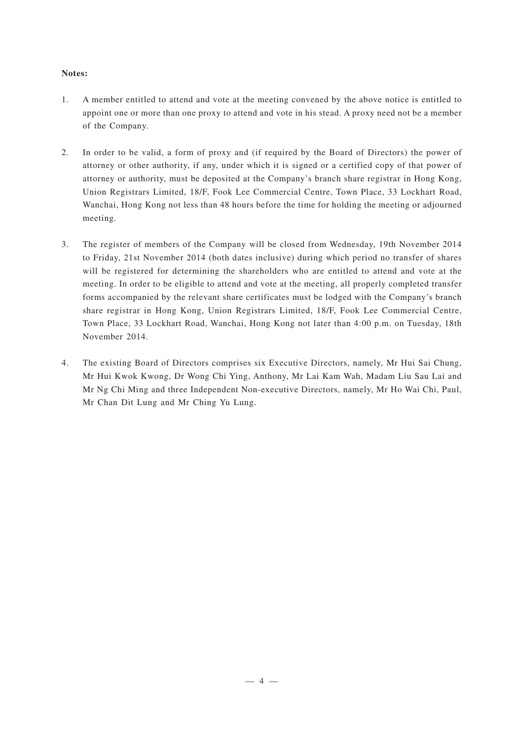**Notes:**

1. A member entitled to attend and vote at the meeting convened by the above notice is entitled to appoint one or more than one proxy to attend and vote in his stead. A proxy need not be a member of the Company.

2. In order to be valid, a form of proxy and (if required by the Board of Directors) the power of attorney or other authority, if any, under which it is signed or a certified copy of that power of attorney or authority, must be deposited at the Company's branch share registrar in Hong Kong, Union Registrars Limited, 18/F, Fook Lee Commercial Centre, Town Place, 33 Lockhart Road, Wanchai, Hong Kong not less than 48 hours before the time for holding the meeting or adjourned meeting.

3. The register of members of the Company will be closed from Wednesday, 19th November 2014 to Friday, 21st November 2014 (both dates inclusive) during which period no transfer of shares will be registered for determining the shareholders who are entitled to attend and vote at the meeting. In order to be eligible to attend and vote at the meeting, all properly completed transfer forms accompanied by the relevant share certificates must be lodged with the Company's branch share registrar in Hong Kong, Union Registrars Limited, 18/F, Fook Lee Commercial Centre, Town Place, 33 Lockhart Road, Wanchai, Hong Kong not later than 4:00 p.m. on Tuesday, 18th November 2014.

4. The existing Board of Directors comprises six Executive Directors, namely, Mr Hui Sai Chung, Mr Hui Kwok Kwong, Dr Wong Chi Ying, Anthony, Mr Lai Kam Wah, Madam Liu Sau Lai and Mr Ng Chi Ming and three Independent Non-executive Directors, namely, Mr Ho Wai Chi, Paul, Mr Chan Dit Lung and Mr Ching Yu Lung.